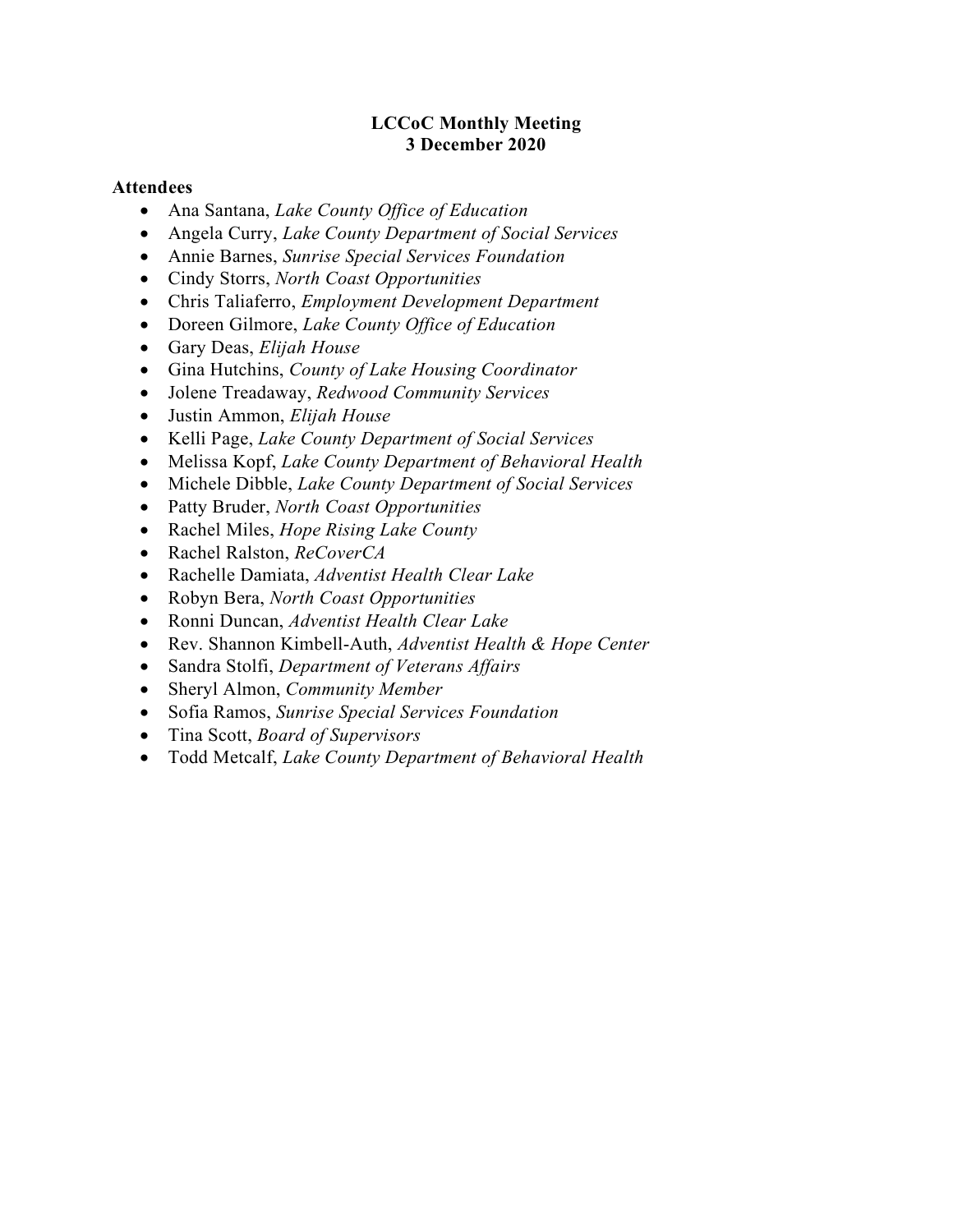# LCCoC Monthly Meeting
# 3 December 2020

**Attendees**

- Ana Santana, *Lake County Office of Education*
- Angela Curry, *Lake County Department of Social Services*
- Annie Barnes, *Sunrise Special Services Foundation*
- Cindy Storrs, *North Coast Opportunities*
- Chris Taliaferro, *Employment Development Department*
- Doreen Gilmore, *Lake County Office of Education*
- Gary Deas, *Elijah House*
- Gina Hutchins, *County of Lake Housing Coordinator*
- Jolene Treadaway, *Redwood Community Services*
- Justin Ammon, *Elijah House*
- Kelli Page, *Lake County Department of Social Services*
- Melissa Kopf, *Lake County Department of Behavioral Health*
- Michele Dibble, *Lake County Department of Social Services*
- Patty Bruder, *North Coast Opportunities*
- Rachel Miles, *Hope Rising Lake County*
- Rachel Ralston, *ReCoverCA*
- Rachelle Damiata, *Adventist Health Clear Lake*
- Robyn Bera, *North Coast Opportunities*
- Ronni Duncan, *Adventist Health Clear Lake*
- Rev. Shannon Kimbell-Auth, *Adventist Health & Hope Center*
- Sandra Stolfi, *Department of Veterans Affairs*
- Sheryl Almon, *Community Member*
- Sofia Ramos, *Sunrise Special Services Foundation*
- Tina Scott, *Board of Supervisors*
- Todd Metcalf, *Lake County Department of Behavioral Health*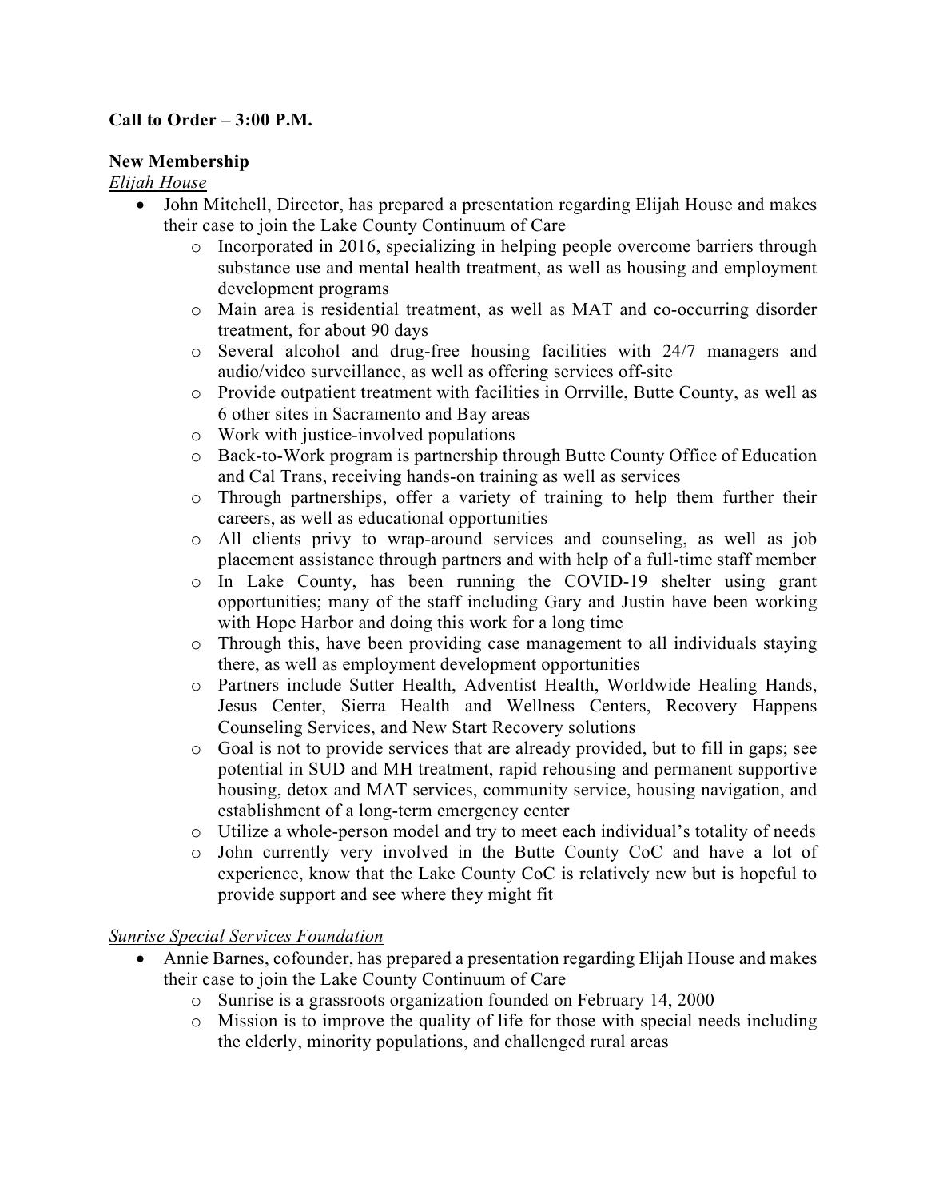**Call to Order – 3:00 P.M.**

**New Membership**

*Elijah House*

- John Mitchell, Director, has prepared a presentation regarding Elijah House and makes their case to join the Lake County Continuum of Care
    - Incorporated in 2016, specializing in helping people overcome barriers through substance use and mental health treatment, as well as housing and employment development programs
    - Main area is residential treatment, as well as MAT and co-occurring disorder treatment, for about 90 days
    - Several alcohol and drug-free housing facilities with 24/7 managers and audio/video surveillance, as well as offering services off-site
    - Provide outpatient treatment with facilities in Orrville, Butte County, as well as 6 other sites in Sacramento and Bay areas
    - Work with justice-involved populations
    - Back-to-Work program is partnership through Butte County Office of Education and Cal Trans, receiving hands-on training as well as services
    - Through partnerships, offer a variety of training to help them further their careers, as well as educational opportunities
    - All clients privy to wrap-around services and counseling, as well as job placement assistance through partners and with help of a full-time staff member
    - In Lake County, has been running the COVID-19 shelter using grant opportunities; many of the staff including Gary and Justin have been working with Hope Harbor and doing this work for a long time
    - Through this, have been providing case management to all individuals staying there, as well as employment development opportunities
    - Partners include Sutter Health, Adventist Health, Worldwide Healing Hands, Jesus Center, Sierra Health and Wellness Centers, Recovery Happens Counseling Services, and New Start Recovery solutions
    - Goal is not to provide services that are already provided, but to fill in gaps; see potential in SUD and MH treatment, rapid rehousing and permanent supportive housing, detox and MAT services, community service, housing navigation, and establishment of a long-term emergency center
    - Utilize a whole-person model and try to meet each individual's totality of needs
    - John currently very involved in the Butte County CoC and have a lot of experience, know that the Lake County CoC is relatively new but is hopeful to provide support and see where they might fit

*Sunrise Special Services Foundation*

- Annie Barnes, cofounder, has prepared a presentation regarding Elijah House and makes their case to join the Lake County Continuum of Care
    - Sunrise is a grassroots organization founded on February 14, 2000
    - Mission is to improve the quality of life for those with special needs including the elderly, minority populations, and challenged rural areas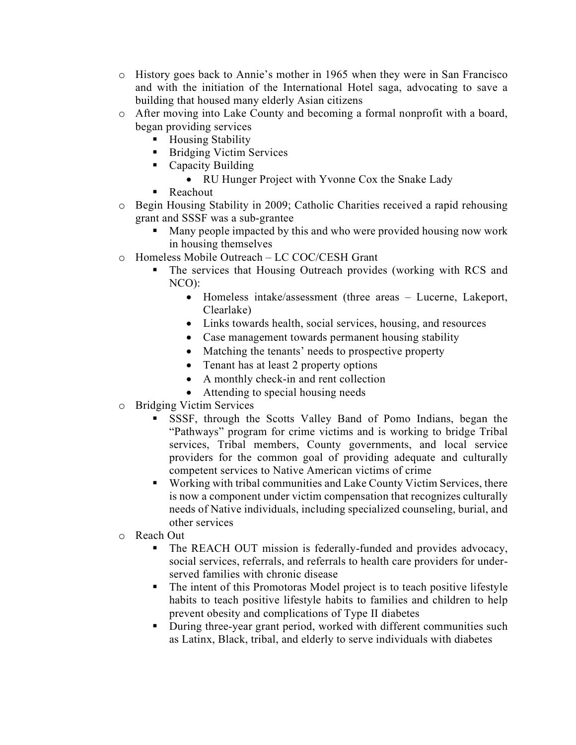- History goes back to Annie's mother in 1965 when they were in San Francisco and with the initiation of the International Hotel saga, advocating to save a building that housed many elderly Asian citizens
- After moving into Lake County and becoming a formal nonprofit with a board, began providing services
  - Housing Stability
  - Bridging Victim Services
  - Capacity Building
    - RU Hunger Project with Yvonne Cox the Snake Lady
  - Reachout
- Begin Housing Stability in 2009; Catholic Charities received a rapid rehousing grant and SSSF was a sub-grantee
  - Many people impacted by this and who were provided housing now work in housing themselves
- Homeless Mobile Outreach – LC COC/CESH Grant
  - The services that Housing Outreach provides (working with RCS and NCO):
    - Homeless intake/assessment (three areas – Lucerne, Lakeport, Clearlake)
    - Links towards health, social services, housing, and resources
    - Case management towards permanent housing stability
    - Matching the tenants' needs to prospective property
    - Tenant has at least 2 property options
    - A monthly check-in and rent collection
    - Attending to special housing needs
- Bridging Victim Services
  - SSSF, through the Scotts Valley Band of Pomo Indians, began the "Pathways" program for crime victims and is working to bridge Tribal services, Tribal members, County governments, and local service providers for the common goal of providing adequate and culturally competent services to Native American victims of crime
  - Working with tribal communities and Lake County Victim Services, there is now a component under victim compensation that recognizes culturally needs of Native individuals, including specialized counseling, burial, and other services
- Reach Out
  - The REACH OUT mission is federally-funded and provides advocacy, social services, referrals, and referrals to health care providers for under-served families with chronic disease
  - The intent of this Promotoras Model project is to teach positive lifestyle habits to teach positive lifestyle habits to families and children to help prevent obesity and complications of Type II diabetes
  - During three-year grant period, worked with different communities such as Latinx, Black, tribal, and elderly to serve individuals with diabetes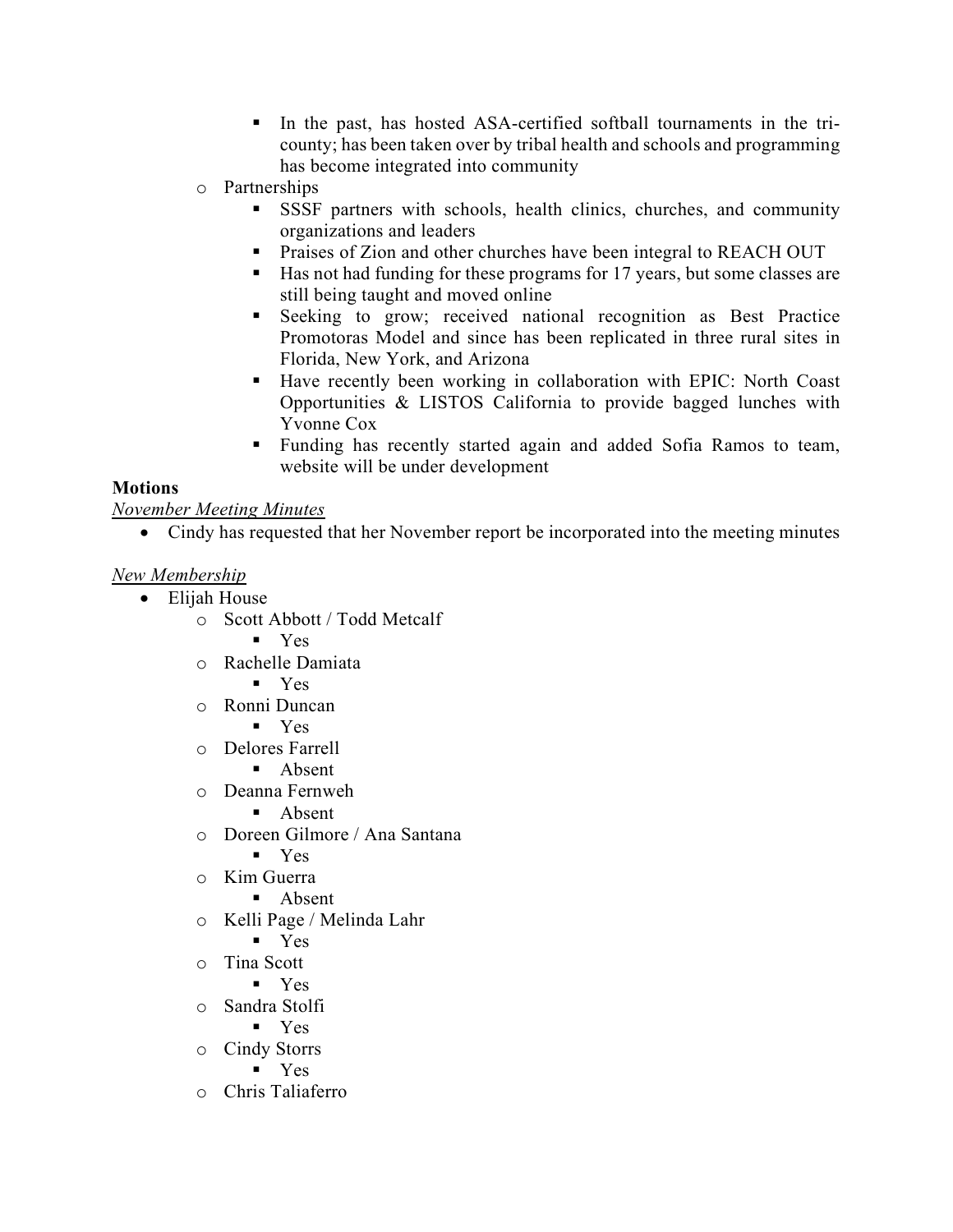- In the past, has hosted ASA-certified softball tournaments in the tri-county; has been taken over by tribal health and schools and programming has become integrated into community
    - Partnerships
        - SSSF partners with schools, health clinics, churches, and community organizations and leaders
        - Praises of Zion and other churches have been integral to REACH OUT
        - Has not had funding for these programs for 17 years, but some classes are still being taught and moved online
        - Seeking to grow; received national recognition as Best Practice Promotoras Model and since has been replicated in three rural sites in Florida, New York, and Arizona
        - Have recently been working in collaboration with EPIC: North Coast Opportunities & LISTOS California to provide bagged lunches with Yvonne Cox
        - Funding has recently started again and added Sofia Ramos to team, website will be under development

**Motions**

*November Meeting Minutes*

- Cindy has requested that her November report be incorporated into the meeting minutes

*New Membership*

- Elijah House
    - Scott Abbott / Todd Metcalf
        - Yes
    - Rachelle Damiata
        - Yes
    - Ronni Duncan
        - Yes
    - Delores Farrell
        - Absent
    - Deanna Fernweh
        - Absent
    - Doreen Gilmore / Ana Santana
        - Yes
    - Kim Guerra
        - Absent
    - Kelli Page / Melinda Lahr
        - Yes
    - Tina Scott
        - Yes
    - Sandra Stolfi
        - Yes
    - Cindy Storrs
        - Yes
    - Chris Taliaferro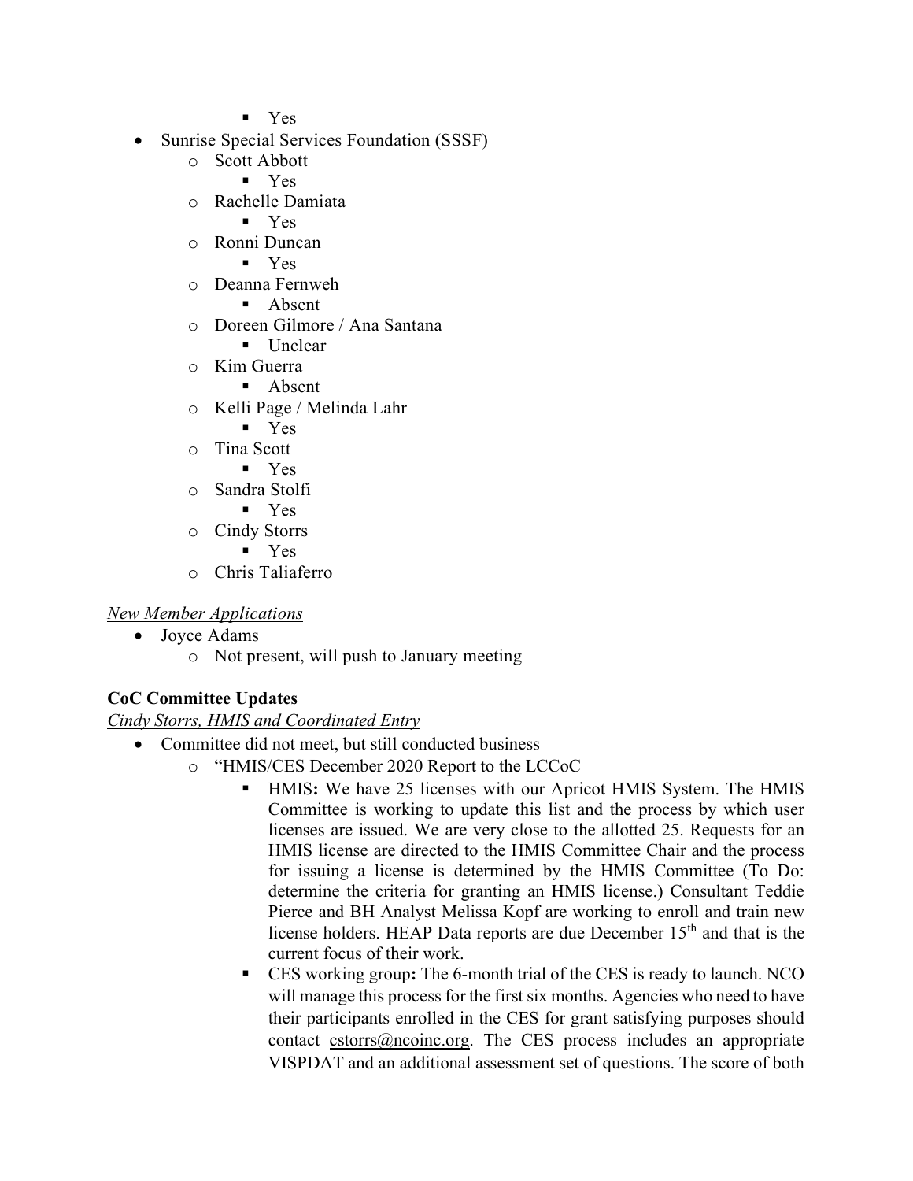- Yes
- Sunrise Special Services Foundation (SSSF)
    - Scott Abbott
        - Yes
    - Rachelle Damiata
        - Yes
    - Ronni Duncan
        - Yes
    - Deanna Fernweh
        - Absent
    - Doreen Gilmore / Ana Santana
        - Unclear
    - Kim Guerra
        - Absent
    - Kelli Page / Melinda Lahr
        - Yes
    - Tina Scott
        - Yes
    - Sandra Stolfi
        - Yes
    - Cindy Storrs
        - Yes
    - Chris Taliaferro

*New Member Applications*

- Joyce Adams
    - Not present, will push to January meeting

**CoC Committee Updates**

*Cindy Storrs, HMIS and Coordinated Entry*

- Committee did not meet, but still conducted business
    - "HMIS/CES December 2020 Report to the LCCoC
        - HMIS**:** We have 25 licenses with our Apricot HMIS System. The HMIS Committee is working to update this list and the process by which user licenses are issued. We are very close to the allotted 25. Requests for an HMIS license are directed to the HMIS Committee Chair and the process for issuing a license is determined by the HMIS Committee (To Do: determine the criteria for granting an HMIS license.) Consultant Teddie Pierce and BH Analyst Melissa Kopf are working to enroll and train new license holders. HEAP Data reports are due December 15th and that is the current focus of their work.
        - CES working group**:** The 6-month trial of the CES is ready to launch. NCO will manage this process for the first six months. Agencies who need to have their participants enrolled in the CES for grant satisfying purposes should contact cstorrs@ncoinc.org. The CES process includes an appropriate VISPDAT and an additional assessment set of questions. The score of both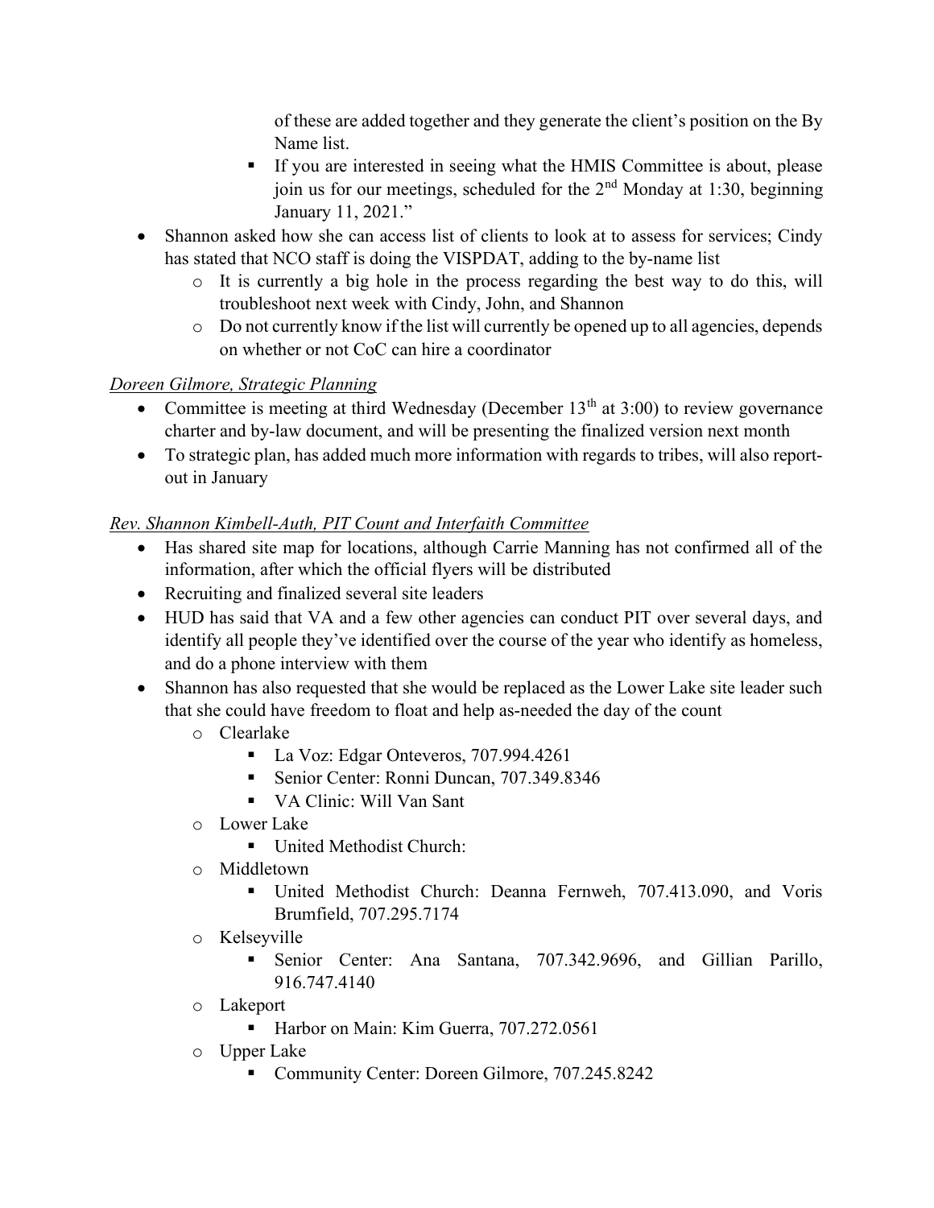of these are added together and they generate the client's position on the By Name list.

- If you are interested in seeing what the HMIS Committee is about, please join us for our meetings, scheduled for the 2nd Monday at 1:30, beginning January 11, 2021."

- Shannon asked how she can access list of clients to look at to assess for services; Cindy has stated that NCO staff is doing the VISPDAT, adding to the by-name list
  - It is currently a big hole in the process regarding the best way to do this, will troubleshoot next week with Cindy, John, and Shannon
  - Do not currently know if the list will currently be opened up to all agencies, depends on whether or not CoC can hire a coordinator

*Doreen Gilmore, Strategic Planning*

- Committee is meeting at third Wednesday (December 13th at 3:00) to review governance charter and by-law document, and will be presenting the finalized version next month
- To strategic plan, has added much more information with regards to tribes, will also report-out in January

*Rev. Shannon Kimbell-Auth, PIT Count and Interfaith Committee*

- Has shared site map for locations, although Carrie Manning has not confirmed all of the information, after which the official flyers will be distributed
- Recruiting and finalized several site leaders
- HUD has said that VA and a few other agencies can conduct PIT over several days, and identify all people they've identified over the course of the year who identify as homeless, and do a phone interview with them
- Shannon has also requested that she would be replaced as the Lower Lake site leader such that she could have freedom to float and help as-needed the day of the count
  - Clearlake
    - La Voz: Edgar Onteveros, 707.994.4261
    - Senior Center: Ronni Duncan, 707.349.8346
    - VA Clinic: Will Van Sant
  - Lower Lake
    - United Methodist Church:
  - Middletown
    - United Methodist Church: Deanna Fernweh, 707.413.090, and Voris Brumfield, 707.295.7174
  - Kelseyville
    - Senior Center: Ana Santana, 707.342.9696, and Gillian Parillo, 916.747.4140
  - Lakeport
    - Harbor on Main: Kim Guerra, 707.272.0561
  - Upper Lake
    - Community Center: Doreen Gilmore, 707.245.8242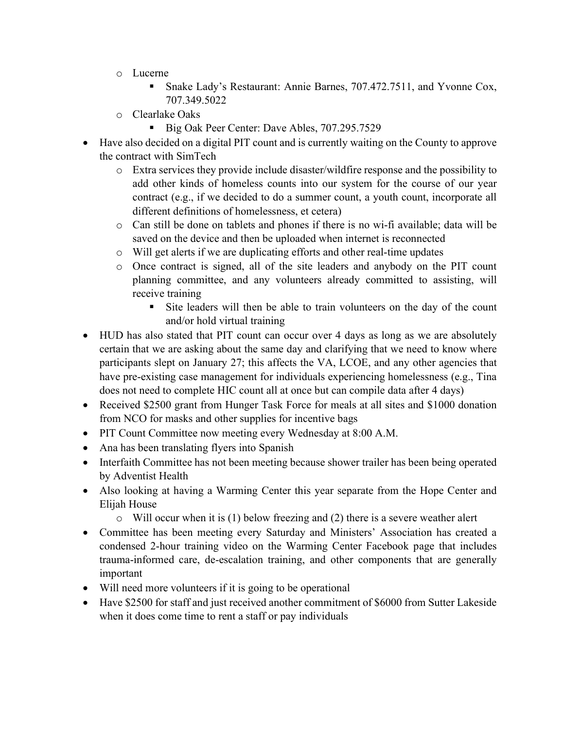- Lucerne
  - Snake Lady's Restaurant: Annie Barnes, 707.472.7511, and Yvonne Cox, 707.349.5022
- Clearlake Oaks
  - Big Oak Peer Center: Dave Ables, 707.295.7529

- Have also decided on a digital PIT count and is currently waiting on the County to approve the contract with SimTech
  - Extra services they provide include disaster/wildfire response and the possibility to add other kinds of homeless counts into our system for the course of our year contract (e.g., if we decided to do a summer count, a youth count, incorporate all different definitions of homelessness, et cetera)
  - Can still be done on tablets and phones if there is no wi-fi available; data will be saved on the device and then be uploaded when internet is reconnected
  - Will get alerts if we are duplicating efforts and other real-time updates
  - Once contract is signed, all of the site leaders and anybody on the PIT count planning committee, and any volunteers already committed to assisting, will receive training
    - Site leaders will then be able to train volunteers on the day of the count and/or hold virtual training
- HUD has also stated that PIT count can occur over 4 days as long as we are absolutely certain that we are asking about the same day and clarifying that we need to know where participants slept on January 27; this affects the VA, LCOE, and any other agencies that have pre-existing case management for individuals experiencing homelessness (e.g., Tina does not need to complete HIC count all at once but can compile data after 4 days)
- Received $2500 grant from Hunger Task Force for meals at all sites and $1000 donation from NCO for masks and other supplies for incentive bags
- PIT Count Committee now meeting every Wednesday at 8:00 A.M.
- Ana has been translating flyers into Spanish
- Interfaith Committee has not been meeting because shower trailer has been being operated by Adventist Health
- Also looking at having a Warming Center this year separate from the Hope Center and Elijah House
  - Will occur when it is (1) below freezing and (2) there is a severe weather alert
- Committee has been meeting every Saturday and Ministers' Association has created a condensed 2-hour training video on the Warming Center Facebook page that includes trauma-informed care, de-escalation training, and other components that are generally important
- Will need more volunteers if it is going to be operational
- Have $2500 for staff and just received another commitment of $6000 from Sutter Lakeside when it does come time to rent a staff or pay individuals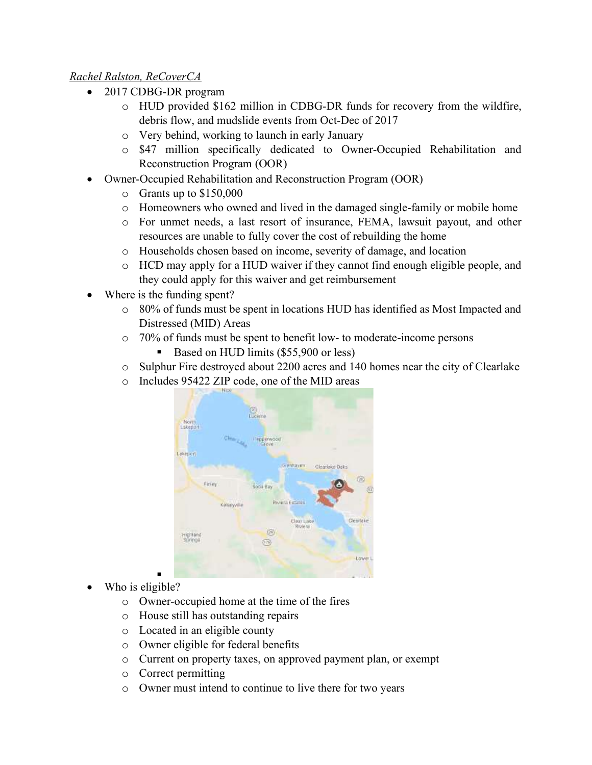*Rachel Ralston, ReCoverCA*

- 2017 CDBG-DR program
  - HUD provided $162 million in CDBG-DR funds for recovery from the wildfire, debris flow, and mudslide events from Oct-Dec of 2017
  - Very behind, working to launch in early January
  - $47 million specifically dedicated to Owner-Occupied Rehabilitation and Reconstruction Program (OOR)
- Owner-Occupied Rehabilitation and Reconstruction Program (OOR)
  - Grants up to $150,000
  - Homeowners who owned and lived in the damaged single-family or mobile home
  - For unmet needs, a last resort of insurance, FEMA, lawsuit payout, and other resources are unable to fully cover the cost of rebuilding the home
  - Households chosen based on income, severity of damage, and location
  - HCD may apply for a HUD waiver if they cannot find enough eligible people, and they could apply for this waiver and get reimbursement
- Where is the funding spent?
  - 80% of funds must be spent in locations HUD has identified as Most Impacted and Distressed (MID) Areas
  - 70% of funds must be spent to benefit low- to moderate-income persons
    - Based on HUD limits ($55,900 or less)
  - Sulphur Fire destroyed about 2200 acres and 140 homes near the city of Clearlake
  - Includes 95422 ZIP code, one of the MID areas
- Who is eligible?
  - Owner-occupied home at the time of the fires
  - House still has outstanding repairs
  - Located in an eligible county
  - Owner eligible for federal benefits
  - Current on property taxes, on approved payment plan, or exempt
  - Correct permitting
  - Owner must intend to continue to live there for two years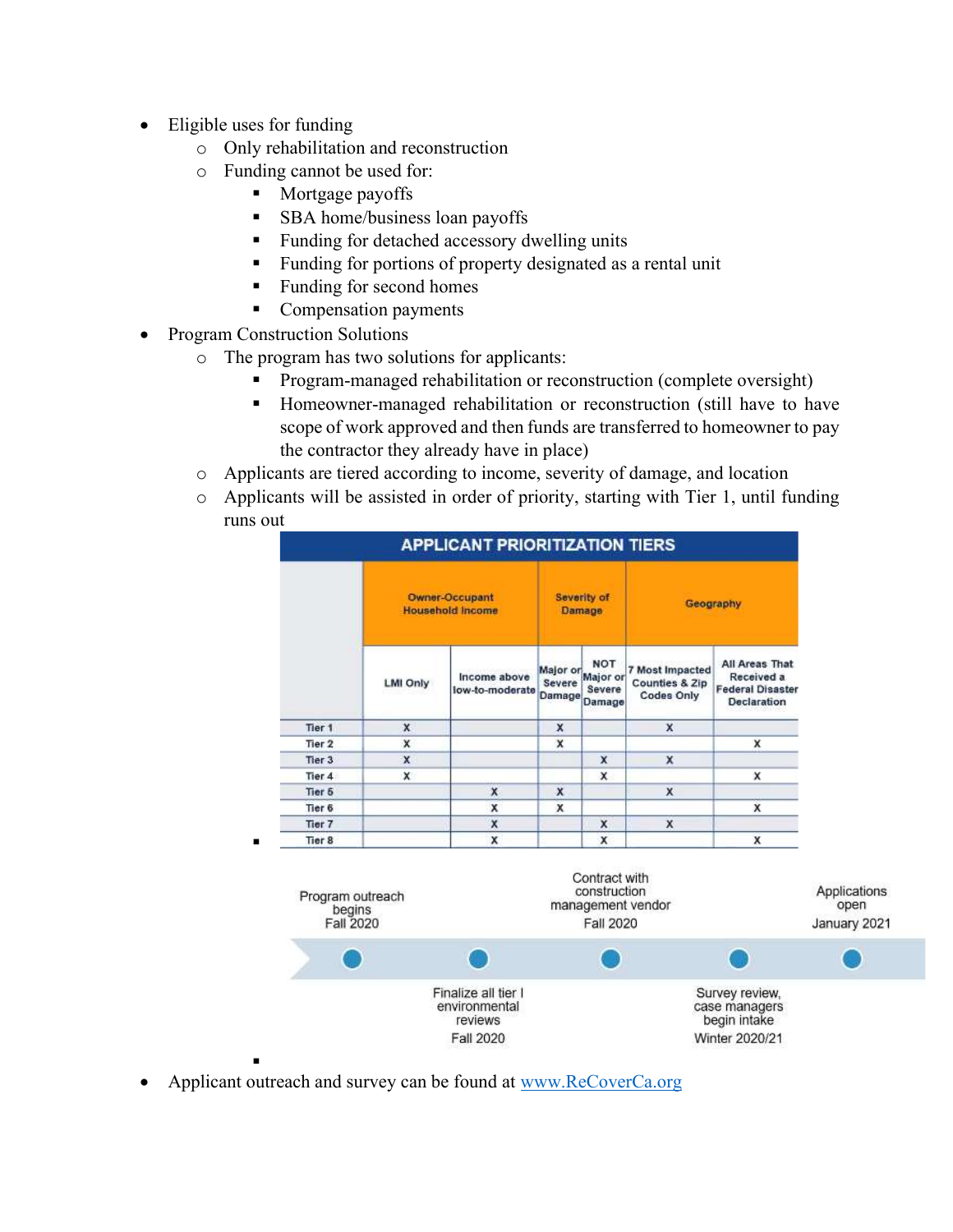- Eligible uses for funding
  - Only rehabilitation and reconstruction
  - Funding cannot be used for:
    - Mortgage payoffs
    - SBA home/business loan payoffs
    - Funding for detached accessory dwelling units
    - Funding for portions of property designated as a rental unit
    - Funding for second homes
    - Compensation payments
- Program Construction Solutions
  - The program has two solutions for applicants:
    - Program-managed rehabilitation or reconstruction (complete oversight)
    - Homeowner-managed rehabilitation or reconstruction (still have to have scope of work approved and then funds are transferred to homeowner to pay the contractor they already have in place)
  - Applicants are tiered according to income, severity of damage, and location
  - Applicants will be assisted in order of priority, starting with Tier 1, until funding runs out
    - **APPLICANT PRIORITIZATION TIERS**

| | Owner-Occupant Household Income | | Severity of Damage | | Geography | |
|---|---|---|---|---|---|---|
| | LMI Only | Income above low-to-moderate | Major or Severe Damage | NOT Major or Severe Damage | 7 Most Impacted Counties & Zip Codes Only | All Areas That Received a Federal Disaster Declaration |
| Tier 1 | X | | X | | X | |
| Tier 2 | X | | X | | | X |
| Tier 3 | X | | | X | X | |
| Tier 4 | X | | | X | | X |
| Tier 5 | | X | X | | X | |
| Tier 6 | | X | X | | | X |
| Tier 7 | | X | | X | X | |
| Tier 8 | | X | | X | | X |

    - Program outreach begins Fall 2020
    - Finalize all tier I environmental reviews Fall 2020
    - Contract with construction management vendor Fall 2020
    - Survey review, case managers begin intake Winter 2020/21
    - Applications open January 2021
- Applicant outreach and survey can be found at [www.ReCoverCa.org](www.ReCoverCa.org)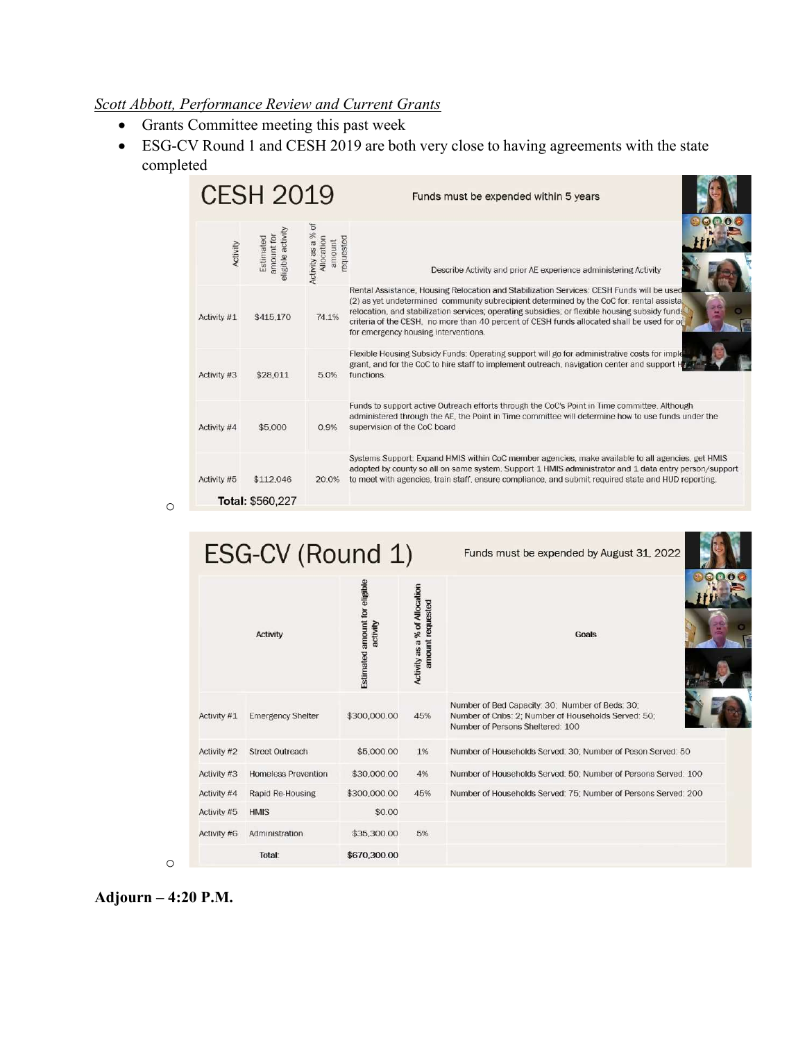*Scott Abbott, Performance Review and Current Grants*

- Grants Committee meeting this past week
- ESG-CV Round 1 and CESH 2019 are both very close to having agreements with the state completed

## CESH 2019

Funds must be expended within 5 years

| Activity | Estimated amount for eligible activity | Activity as a % of Allocation amount requested | Describe Activity and prior AE experience administering Activity |
|---|---|---|---|
| Activity #1 | $415,170 | 74.1% | Rental Assistance, Housing Relocation and Stabilization Services: CESH Funds will be used (2) as yet undetermined community subrecipient determined by the CoC for: rental assista relocation, and stabilization services; operating subsidies; or flexible housing subsidy funds criteria of the CESH, no more than 40 percent of CESH funds allocated shall be used for o for emergency housing interventions. |
| Activity #3 | $28,011 | 5.0% | Flexible Housing Subsidy Funds: Operating support will go for administrative costs for imple grant, and for the CoC to hire staff to implement outreach, navigation center and support H functions. |
| Activity #4 | $5,000 | 0.9% | Funds to support active Outreach efforts through the CoC's Point in Time committee. Although administered through the AE, the Point in Time committee will determine how to use funds under the supervision of the CoC board |
| Activity #5 | $112,046 | 20.0% | Systems Support: Expand HMIS within CoC member agencies, make available to all agencies, get HMIS adopted by county so all on same system. Support 1 HMIS administrator and 1 data entry person/support to meet with agencies, train staff, ensure compliance, and submit required state and HUD reporting. |
| **Total:** $560,227 | | | |

## ESG-CV (Round 1)

Funds must be expended by August 31, 2022

| Activity | | Estimated amount for eligible activity | Activity as a % of Allocation amount requested | Goals |
|---|---|---|---|---|
| Activity #1 | Emergency Shelter | $300,000.00 | 45% | Number of Bed Capacity: 30; Number of Beds: 30; Number of Cribs: 2; Number of Households Served: 50; Number of Persons Sheltered: 100 |
| Activity #2 | Street Outreach | $5,000.00 | 1% | Number of Households Served: 30; Number of Peson Served: 50 |
| Activity #3 | Homeless Prevention | $30,000.00 | 4% | Number of Households Served: 50; Number of Persons Served: 100 |
| Activity #4 | Rapid Re-Housing | $300,000.00 | 45% | Number of Households Served: 75; Number of Persons Served: 200 |
| Activity #5 | HMIS | $0.00 | | |
| Activity #6 | Administration | $35,300.00 | 5% | |
| | Total: | $670,300.00 | | |

**Adjourn – 4:20 P.M.**